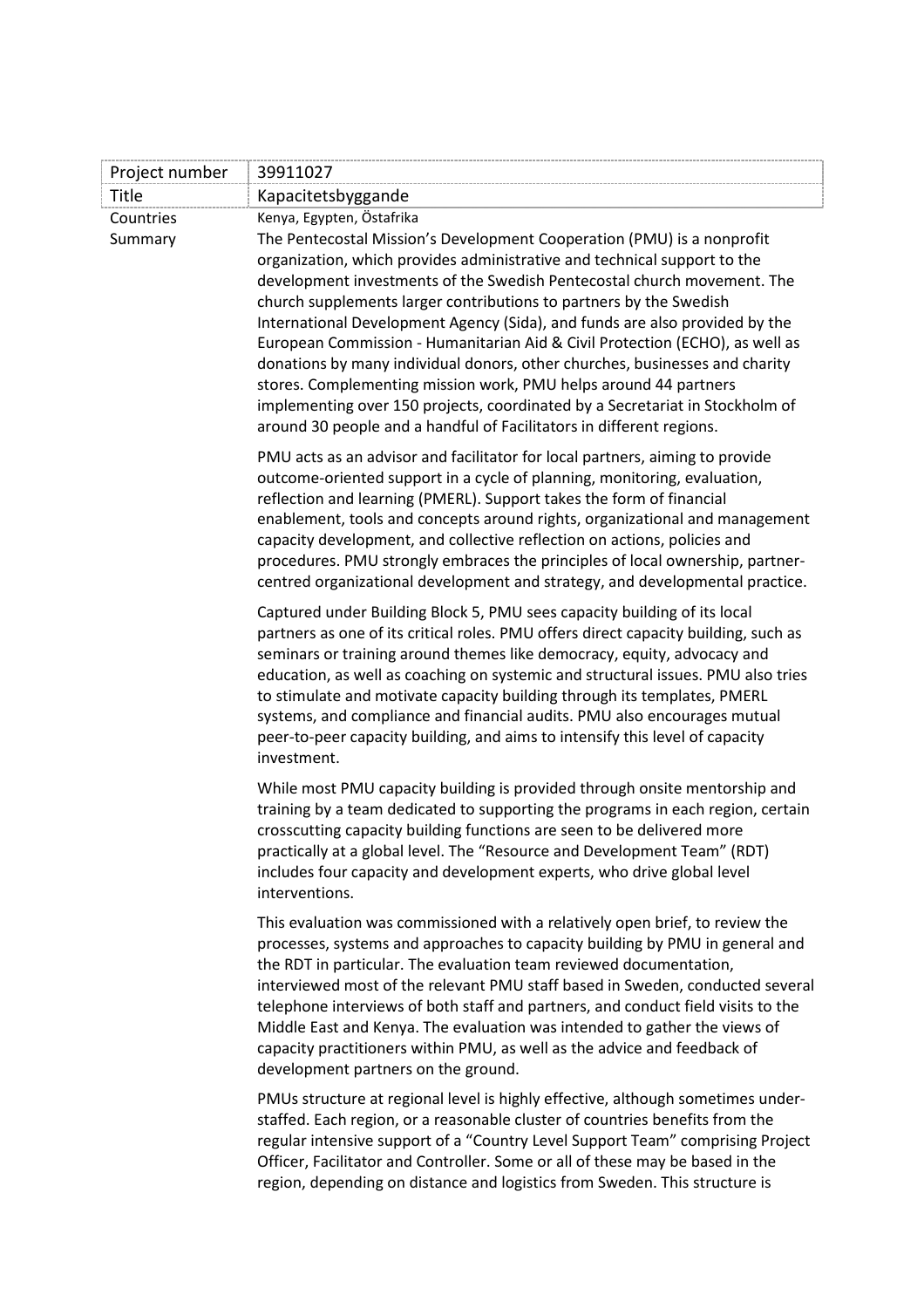| Project number | 39911027 |
| --- | --- |
| Title | Kapacitetsbyggande |
| Countries | Kenya, Egypten, Östafrika |
| Summary | The Pentecostal Mission's Development Cooperation (PMU) is a nonprofit organization, which provides administrative and technical support to the development investments of the Swedish Pentecostal church movement. The church supplements larger contributions to partners by the Swedish International Development Agency (Sida), and funds are also provided by the European Commission - Humanitarian Aid & Civil Protection (ECHO), as well as donations by many individual donors, other churches, businesses and charity stores. Complementing mission work, PMU helps around 44 partners implementing over 150 projects, coordinated by a Secretariat in Stockholm of around 30 people and a handful of Facilitators in different regions. |

PMU acts as an advisor and facilitator for local partners, aiming to provide outcome-oriented support in a cycle of planning, monitoring, evaluation, reflection and learning (PMERL). Support takes the form of financial enablement, tools and concepts around rights, organizational and management capacity development, and collective reflection on actions, policies and procedures. PMU strongly embraces the principles of local ownership, partner-centred organizational development and strategy, and developmental practice.

Captured under Building Block 5, PMU sees capacity building of its local partners as one of its critical roles. PMU offers direct capacity building, such as seminars or training around themes like democracy, equity, advocacy and education, as well as coaching on systemic and structural issues. PMU also tries to stimulate and motivate capacity building through its templates, PMERL systems, and compliance and financial audits. PMU also encourages mutual peer-to-peer capacity building, and aims to intensify this level of capacity investment.

While most PMU capacity building is provided through onsite mentorship and training by a team dedicated to supporting the programs in each region, certain crosscutting capacity building functions are seen to be delivered more practically at a global level. The "Resource and Development Team" (RDT) includes four capacity and development experts, who drive global level interventions.

This evaluation was commissioned with a relatively open brief, to review the processes, systems and approaches to capacity building by PMU in general and the RDT in particular. The evaluation team reviewed documentation, interviewed most of the relevant PMU staff based in Sweden, conducted several telephone interviews of both staff and partners, and conduct field visits to the Middle East and Kenya. The evaluation was intended to gather the views of capacity practitioners within PMU, as well as the advice and feedback of development partners on the ground.

PMUs structure at regional level is highly effective, although sometimes under-staffed. Each region, or a reasonable cluster of countries benefits from the regular intensive support of a "Country Level Support Team" comprising Project Officer, Facilitator and Controller. Some or all of these may be based in the region, depending on distance and logistics from Sweden. This structure is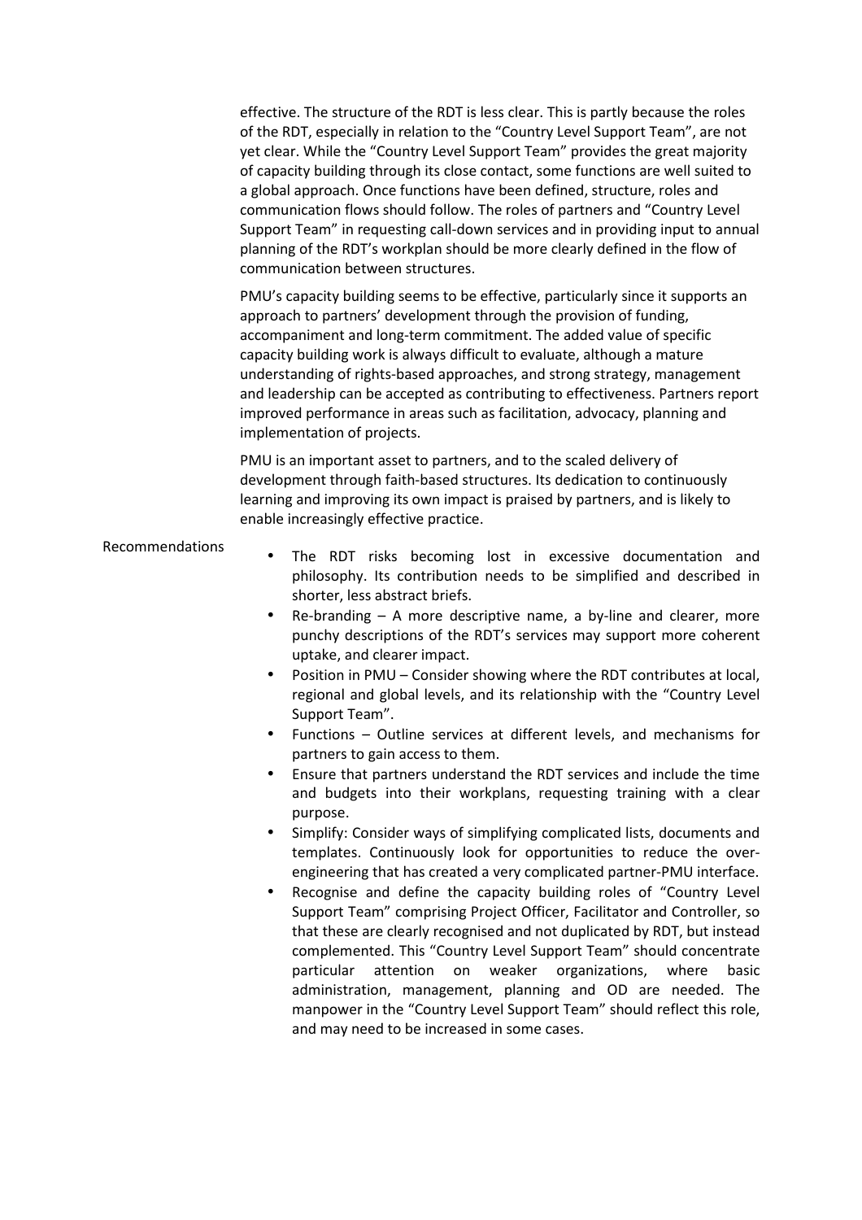effective. The structure of the RDT is less clear. This is partly because the roles of the RDT, especially in relation to the "Country Level Support Team", are not yet clear. While the "Country Level Support Team" provides the great majority of capacity building through its close contact, some functions are well suited to a global approach. Once functions have been defined, structure, roles and communication flows should follow. The roles of partners and "Country Level Support Team" in requesting call-down services and in providing input to annual planning of the RDT's workplan should be more clearly defined in the flow of communication between structures.

PMU's capacity building seems to be effective, particularly since it supports an approach to partners' development through the provision of funding, accompaniment and long-term commitment. The added value of specific capacity building work is always difficult to evaluate, although a mature understanding of rights-based approaches, and strong strategy, management and leadership can be accepted as contributing to effectiveness. Partners report improved performance in areas such as facilitation, advocacy, planning and implementation of projects.

PMU is an important asset to partners, and to the scaled delivery of development through faith-based structures. Its dedication to continuously learning and improving its own impact is praised by partners, and is likely to enable increasingly effective practice.

Recommendations

- The RDT risks becoming lost in excessive documentation and philosophy. Its contribution needs to be simplified and described in shorter, less abstract briefs.
- Re-branding – A more descriptive name, a by-line and clearer, more punchy descriptions of the RDT's services may support more coherent uptake, and clearer impact.
- Position in PMU – Consider showing where the RDT contributes at local, regional and global levels, and its relationship with the "Country Level Support Team".
- Functions – Outline services at different levels, and mechanisms for partners to gain access to them.
- Ensure that partners understand the RDT services and include the time and budgets into their workplans, requesting training with a clear purpose.
- Simplify: Consider ways of simplifying complicated lists, documents and templates. Continuously look for opportunities to reduce the over-engineering that has created a very complicated partner-PMU interface.
- Recognise and define the capacity building roles of "Country Level Support Team" comprising Project Officer, Facilitator and Controller, so that these are clearly recognised and not duplicated by RDT, but instead complemented. This "Country Level Support Team" should concentrate particular attention on weaker organizations, where basic administration, management, planning and OD are needed. The manpower in the "Country Level Support Team" should reflect this role, and may need to be increased in some cases.